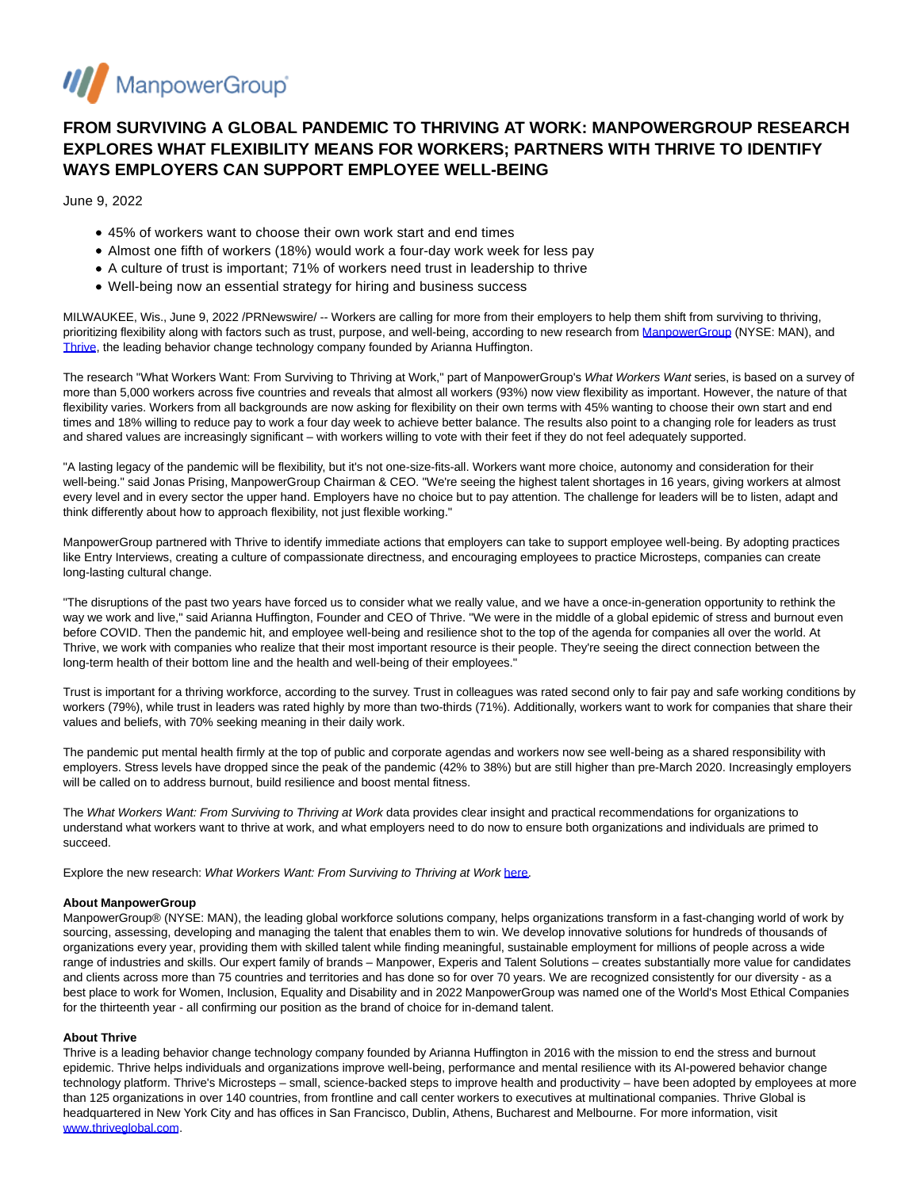# FROM SURVIVING A GLOBAL PANDEMIC TO THRIVING AT WORK: MANPOWERGROUP RESEARCH EXPLORES WHAT FLEXIBILITY MEANS FOR WORKERS; PARTNERS WITH THRIVE TO IDENTIFY WAYS EMPLOYERS CAN SUPPORT EMPLOYEE WELL-BEING

June 9, 2022

- 45% of workers want to choose their own work start and end times
- Almost one fifth of workers (18%) would work a four-day work week for less pay
- A culture of trust is important; 71% of workers need trust in leadership to thrive
- Well-being now an essential strategy for hiring and business success

MILWAUKEE, Wis., June 9, 2022 /PRNewswire/ -- Workers are calling for more from their employers to help them shift from surviving to thriving, prioritizing flexibility along with factors such as trust, purpose, and well-being, according to new research from ManpowerGroup (NYSE: MAN), and Thrive, the leading behavior change technology company founded by Arianna Huffington.

The research "What Workers Want: From Surviving to Thriving at Work," part of ManpowerGroup's *What Workers Want* series, is based on a survey of more than 5,000 workers across five countries and reveals that almost all workers (93%) now view flexibility as important. However, the nature of that flexibility varies. Workers from all backgrounds are now asking for flexibility on their own terms with 45% wanting to choose their own start and end times and 18% willing to reduce pay to work a four day week to achieve better balance. The results also point to a changing role for leaders as trust and shared values are increasingly significant – with workers willing to vote with their feet if they do not feel adequately supported.

"A lasting legacy of the pandemic will be flexibility, but it's not one-size-fits-all. Workers want more choice, autonomy and consideration for their well-being." said Jonas Prising, ManpowerGroup Chairman & CEO. "We're seeing the highest talent shortages in 16 years, giving workers at almost every level and in every sector the upper hand. Employers have no choice but to pay attention. The challenge for leaders will be to listen, adapt and think differently about how to approach flexibility, not just flexible working."

ManpowerGroup partnered with Thrive to identify immediate actions that employers can take to support employee well-being. By adopting practices like Entry Interviews, creating a culture of compassionate directness, and encouraging employees to practice Microsteps, companies can create long-lasting cultural change.

"The disruptions of the past two years have forced us to consider what we really value, and we have a once-in-generation opportunity to rethink the way we work and live," said Arianna Huffington, Founder and CEO of Thrive. "We were in the middle of a global epidemic of stress and burnout even before COVID. Then the pandemic hit, and employee well-being and resilience shot to the top of the agenda for companies all over the world. At Thrive, we work with companies who realize that their most important resource is their people. They're seeing the direct connection between the long-term health of their bottom line and the health and well-being of their employees."

Trust is important for a thriving workforce, according to the survey. Trust in colleagues was rated second only to fair pay and safe working conditions by workers (79%), while trust in leaders was rated highly by more than two-thirds (71%). Additionally, workers want to work for companies that share their values and beliefs, with 70% seeking meaning in their daily work.

The pandemic put mental health firmly at the top of public and corporate agendas and workers now see well-being as a shared responsibility with employers. Stress levels have dropped since the peak of the pandemic (42% to 38%) but are still higher than pre-March 2020. Increasingly employers will be called on to address burnout, build resilience and boost mental fitness.

The *What Workers Want: From Surviving to Thriving at Work* data provides clear insight and practical recommendations for organizations to understand what workers want to thrive at work, and what employers need to do now to ensure both organizations and individuals are primed to succeed.

Explore the new research: *What Workers Want: From Surviving to Thriving at Work* here.

**About ManpowerGroup**
ManpowerGroup® (NYSE: MAN), the leading global workforce solutions company, helps organizations transform in a fast-changing world of work by sourcing, assessing, developing and managing the talent that enables them to win. We develop innovative solutions for hundreds of thousands of organizations every year, providing them with skilled talent while finding meaningful, sustainable employment for millions of people across a wide range of industries and skills. Our expert family of brands – Manpower, Experis and Talent Solutions – creates substantially more value for candidates and clients across more than 75 countries and territories and has done so for over 70 years. We are recognized consistently for our diversity - as a best place to work for Women, Inclusion, Equality and Disability and in 2022 ManpowerGroup was named one of the World's Most Ethical Companies for the thirteenth year - all confirming our position as the brand of choice for in-demand talent.

**About Thrive**
Thrive is a leading behavior change technology company founded by Arianna Huffington in 2016 with the mission to end the stress and burnout epidemic. Thrive helps individuals and organizations improve well-being, performance and mental resilience with its AI-powered behavior change technology platform. Thrive's Microsteps – small, science-backed steps to improve health and productivity – have been adopted by employees at more than 125 organizations in over 140 countries, from frontline and call center workers to executives at multinational companies. Thrive Global is headquartered in New York City and has offices in San Francisco, Dublin, Athens, Bucharest and Melbourne. For more information, visit www.thriveglobal.com.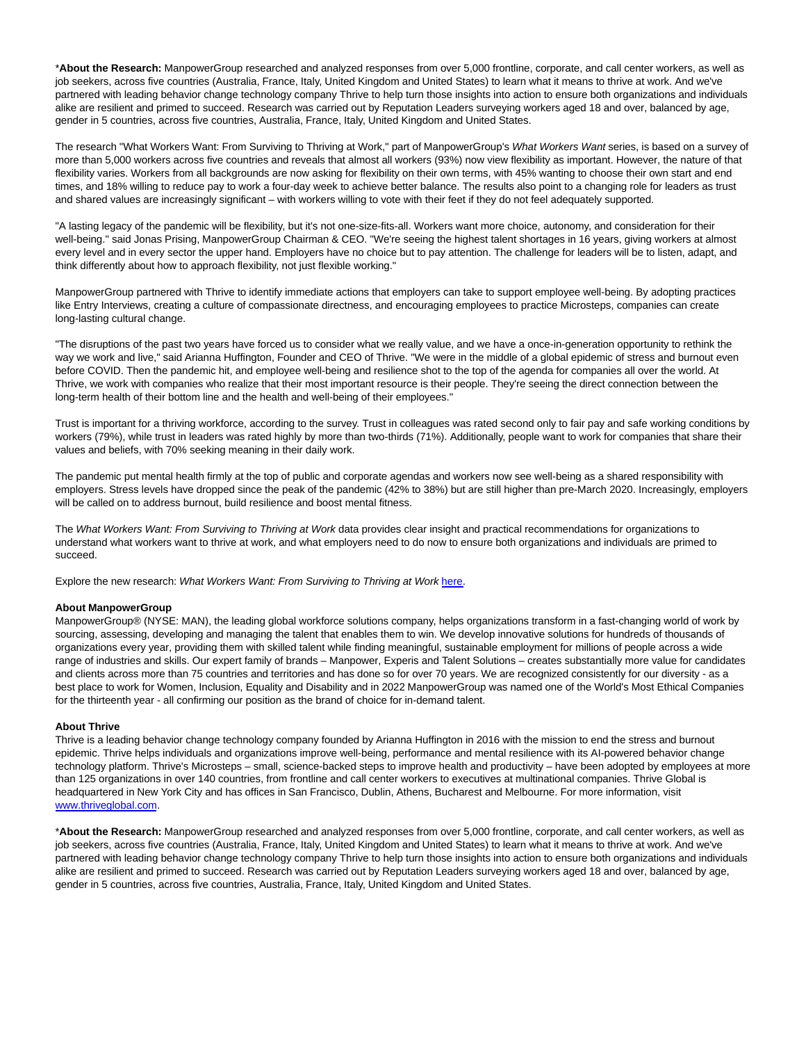*__About the Research:__ ManpowerGroup researched and analyzed responses from over 5,000 frontline, corporate, and call center workers, as well as job seekers, across five countries (Australia, France, Italy, United Kingdom and United States) to learn what it means to thrive at work. And we've partnered with leading behavior change technology company Thrive to help turn those insights into action to ensure both organizations and individuals alike are resilient and primed to succeed. Research was carried out by Reputation Leaders surveying workers aged 18 and over, balanced by age, gender in 5 countries, across five countries, Australia, France, Italy, United Kingdom and United States.

The research "What Workers Want: From Surviving to Thriving at Work," part of ManpowerGroup's *What Workers Want* series, is based on a survey of more than 5,000 workers across five countries and reveals that almost all workers (93%) now view flexibility as important. However, the nature of that flexibility varies. Workers from all backgrounds are now asking for flexibility on their own terms, with 45% wanting to choose their own start and end times, and 18% willing to reduce pay to work a four-day week to achieve better balance. The results also point to a changing role for leaders as trust and shared values are increasingly significant – with workers willing to vote with their feet if they do not feel adequately supported.

"A lasting legacy of the pandemic will be flexibility, but it's not one-size-fits-all. Workers want more choice, autonomy, and consideration for their well-being." said Jonas Prising, ManpowerGroup Chairman & CEO. "We're seeing the highest talent shortages in 16 years, giving workers at almost every level and in every sector the upper hand. Employers have no choice but to pay attention. The challenge for leaders will be to listen, adapt, and think differently about how to approach flexibility, not just flexible working."

ManpowerGroup partnered with Thrive to identify immediate actions that employers can take to support employee well-being. By adopting practices like Entry Interviews, creating a culture of compassionate directness, and encouraging employees to practice Microsteps, companies can create long-lasting cultural change.

"The disruptions of the past two years have forced us to consider what we really value, and we have a once-in-generation opportunity to rethink the way we work and live," said Arianna Huffington, Founder and CEO of Thrive. "We were in the middle of a global epidemic of stress and burnout even before COVID. Then the pandemic hit, and employee well-being and resilience shot to the top of the agenda for companies all over the world. At Thrive, we work with companies who realize that their most important resource is their people. They're seeing the direct connection between the long-term health of their bottom line and the health and well-being of their employees."

Trust is important for a thriving workforce, according to the survey. Trust in colleagues was rated second only to fair pay and safe working conditions by workers (79%), while trust in leaders was rated highly by more than two-thirds (71%). Additionally, people want to work for companies that share their values and beliefs, with 70% seeking meaning in their daily work.

The pandemic put mental health firmly at the top of public and corporate agendas and workers now see well-being as a shared responsibility with employers. Stress levels have dropped since the peak of the pandemic (42% to 38%) but are still higher than pre-March 2020. Increasingly, employers will be called on to address burnout, build resilience and boost mental fitness.

The *What Workers Want: From Surviving to Thriving at Work* data provides clear insight and practical recommendations for organizations to understand what workers want to thrive at work, and what employers need to do now to ensure both organizations and individuals are primed to succeed.

Explore the new research: *What Workers Want: From Surviving to Thriving at Work* [here](#).

**About ManpowerGroup**
ManpowerGroup® (NYSE: MAN), the leading global workforce solutions company, helps organizations transform in a fast-changing world of work by sourcing, assessing, developing and managing the talent that enables them to win. We develop innovative solutions for hundreds of thousands of organizations every year, providing them with skilled talent while finding meaningful, sustainable employment for millions of people across a wide range of industries and skills. Our expert family of brands – Manpower, Experis and Talent Solutions – creates substantially more value for candidates and clients across more than 75 countries and territories and has done so for over 70 years. We are recognized consistently for our diversity - as a best place to work for Women, Inclusion, Equality and Disability and in 2022 ManpowerGroup was named one of the World's Most Ethical Companies for the thirteenth year - all confirming our position as the brand of choice for in-demand talent.

**About Thrive**
Thrive is a leading behavior change technology company founded by Arianna Huffington in 2016 with the mission to end the stress and burnout epidemic. Thrive helps individuals and organizations improve well-being, performance and mental resilience with its AI-powered behavior change technology platform. Thrive's Microsteps – small, science-backed steps to improve health and productivity – have been adopted by employees at more than 125 organizations in over 140 countries, from frontline and call center workers to executives at multinational companies. Thrive Global is headquartered in New York City and has offices in San Francisco, Dublin, Athens, Bucharest and Melbourne. For more information, visit [www.thriveglobal.com](http://www.thriveglobal.com).

*__About the Research:__ ManpowerGroup researched and analyzed responses from over 5,000 frontline, corporate, and call center workers, as well as job seekers, across five countries (Australia, France, Italy, United Kingdom and United States) to learn what it means to thrive at work. And we've partnered with leading behavior change technology company Thrive to help turn those insights into action to ensure both organizations and individuals alike are resilient and primed to succeed. Research was carried out by Reputation Leaders surveying workers aged 18 and over, balanced by age, gender in 5 countries, across five countries, Australia, France, Italy, United Kingdom and United States.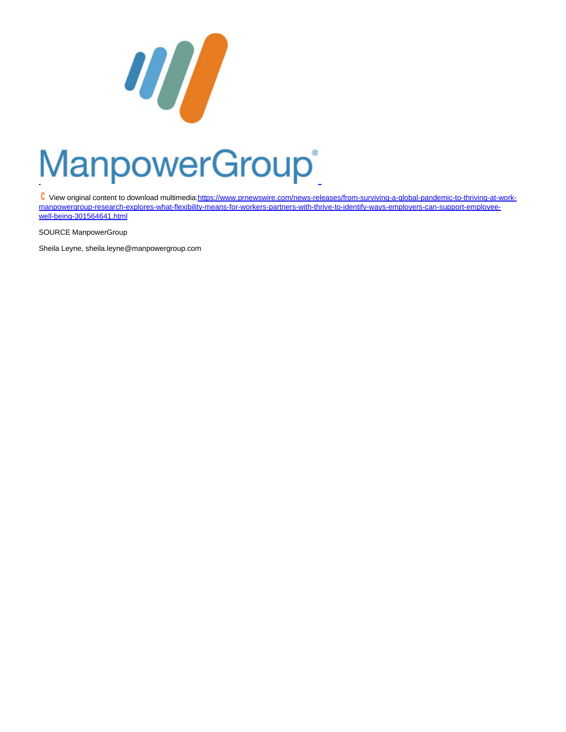ManpowerGroup®

View original content to download multimedia:https://www.prnewswire.com/news-releases/from-surviving-a-global-pandemic-to-thriving-at-work-manpowergroup-research-explores-what-flexibility-means-for-workers-partners-with-thrive-to-identify-ways-employers-can-support-employee-well-being-301564641.html

SOURCE ManpowerGroup

Sheila Leyne, sheila.leyne@manpowergroup.com